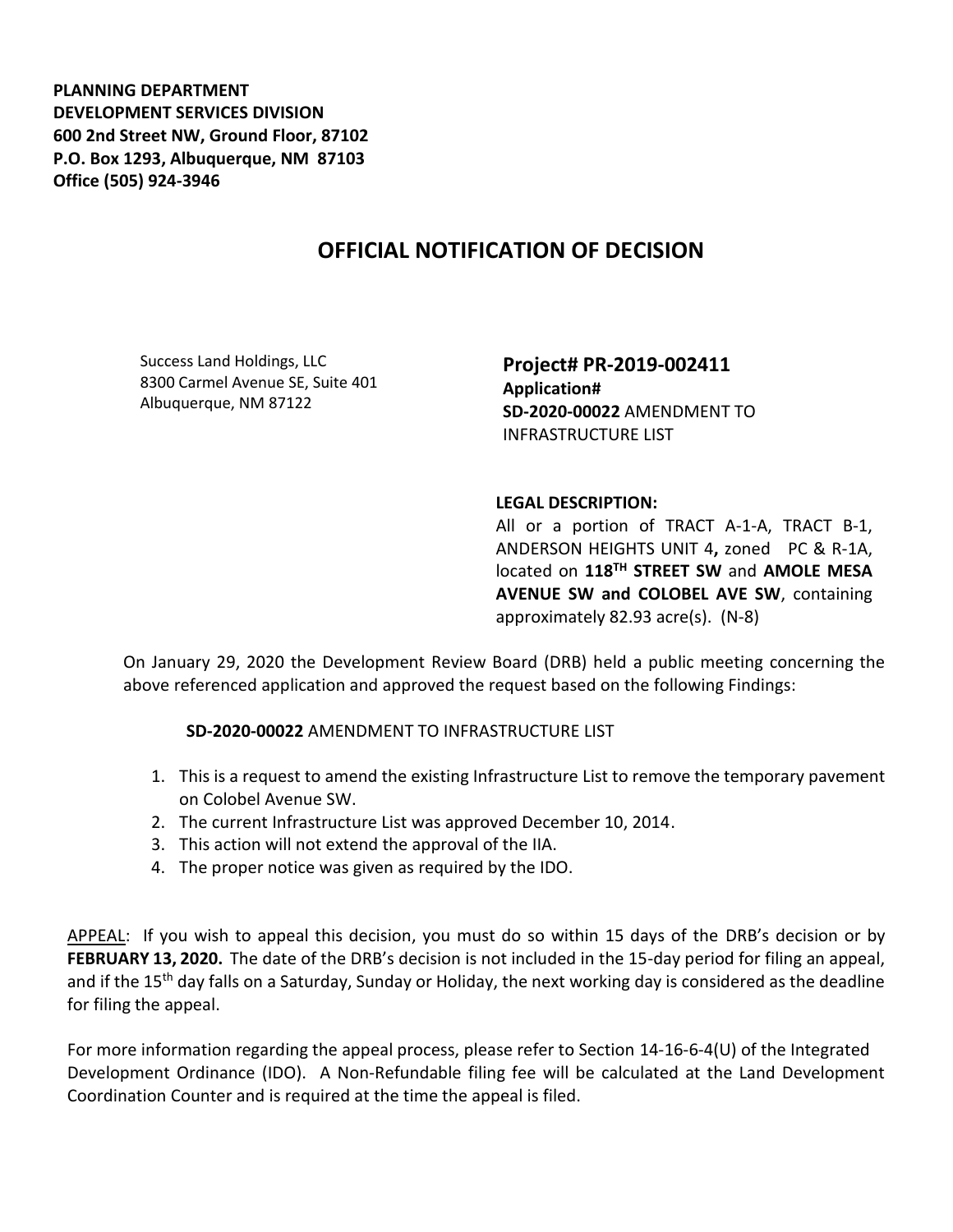**PLANNING DEPARTMENT**
**DEVELOPMENT SERVICES DIVISION**
**600 2nd Street NW, Ground Floor, 87102**
**P.O. Box 1293, Albuquerque, NM 87103**
**Office (505) 924-3946**

# OFFICIAL NOTIFICATION OF DECISION

Success Land Holdings, LLC
8300 Carmel Avenue SE, Suite 401
Albuquerque, NM 87122

**Project# PR-2019-002411**
**Application#**
**SD-2020-00022** AMENDMENT TO INFRASTRUCTURE LIST

**LEGAL DESCRIPTION:**
All or a portion of TRACT A-1-A, TRACT B-1, ANDERSON HEIGHTS UNIT 4**,** zoned PC & R-1A, located on **118TH STREET SW** and **AMOLE MESA AVENUE SW and COLOBEL AVE SW**, containing approximately 82.93 acre(s). (N-8)

On January 29, 2020 the Development Review Board (DRB) held a public meeting concerning the above referenced application and approved the request based on the following Findings:

**SD-2020-00022** AMENDMENT TO INFRASTRUCTURE LIST

1. This is a request to amend the existing Infrastructure List to remove the temporary pavement on Colobel Avenue SW.
2. The current Infrastructure List was approved December 10, 2014.
3. This action will not extend the approval of the IIA.
4. The proper notice was given as required by the IDO.

APPEAL: If you wish to appeal this decision, you must do so within 15 days of the DRB's decision or by **FEBRUARY 13, 2020.** The date of the DRB's decision is not included in the 15-day period for filing an appeal, and if the 15th day falls on a Saturday, Sunday or Holiday, the next working day is considered as the deadline for filing the appeal.

For more information regarding the appeal process, please refer to Section 14-16-6-4(U) of the Integrated Development Ordinance (IDO). A Non-Refundable filing fee will be calculated at the Land Development Coordination Counter and is required at the time the appeal is filed.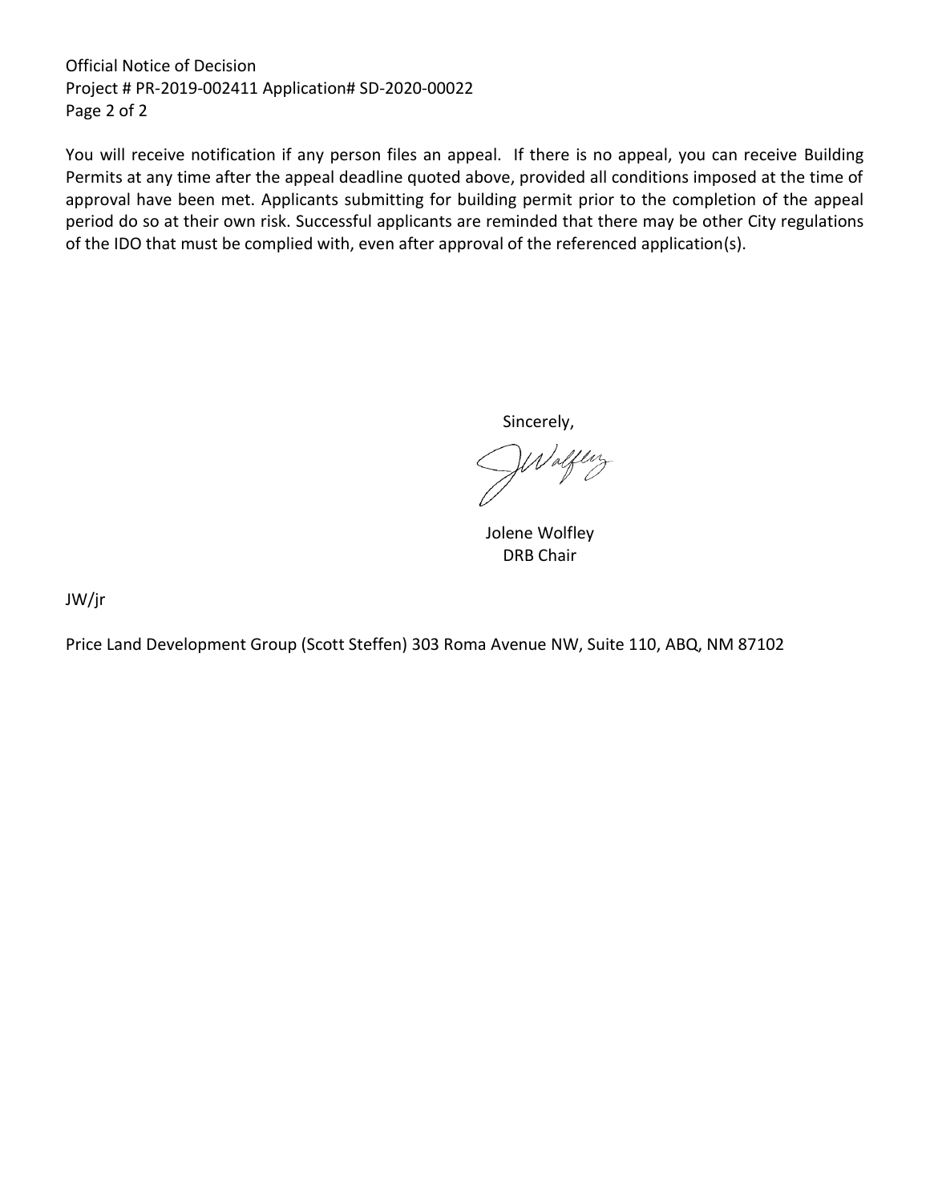You will receive notification if any person files an appeal. If there is no appeal, you can receive Building Permits at any time after the appeal deadline quoted above, provided all conditions imposed at the time of approval have been met. Applicants submitting for building permit prior to the completion of the appeal period do so at their own risk. Successful applicants are reminded that there may be other City regulations of the IDO that must be complied with, even after approval of the referenced application(s).

Sincerely,

Jolene Wolfley
DRB Chair

JW/jr

Price Land Development Group (Scott Steffen) 303 Roma Avenue NW, Suite 110, ABQ, NM 87102